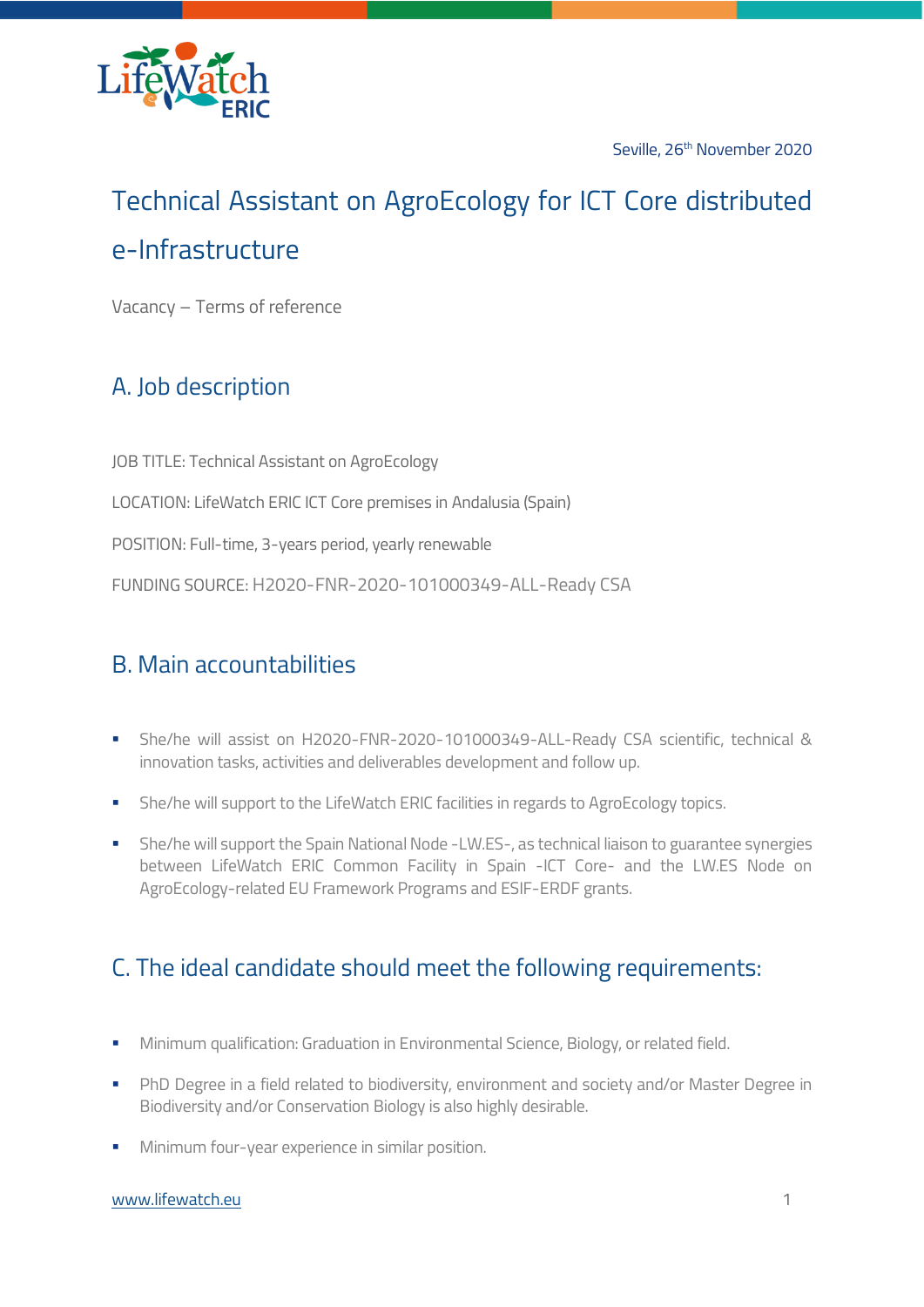Seville, 26th November 2020

# Technical Assistant on AgroEcology for ICT Core distributed e-Infrastructure

Vacancy – Terms of reference

## A. Job description

JOB TITLE: Technical Assistant on AgroEcology

LOCATION: LifeWatch ERIC ICT Core premises in Andalusia (Spain)

POSITION: Full-time, 3-years period, yearly renewable

FUNDING SOURCE: H2020-FNR-2020-101000349-ALL-Ready CSA

## B. Main accountabilities

- She/he will assist on H2020-FNR-2020-101000349-ALL-Ready CSA scientific, technical & innovation tasks, activities and deliverables development and follow up.
- She/he will support to the LifeWatch ERIC facilities in regards to AgroEcology topics.
- She/he will support the Spain National Node -LW.ES-, as technical liaison to guarantee synergies between LifeWatch ERIC Common Facility in Spain -ICT Core- and the LW.ES Node on AgroEcology-related EU Framework Programs and ESIF-ERDF grants.

## C. The ideal candidate should meet the following requirements:

- Minimum qualification: Graduation in Environmental Science, Biology, or related field.
- PhD Degree in a field related to biodiversity, environment and society and/or Master Degree in Biodiversity and/or Conservation Biology is also highly desirable.
- Minimum four-year experience in similar position.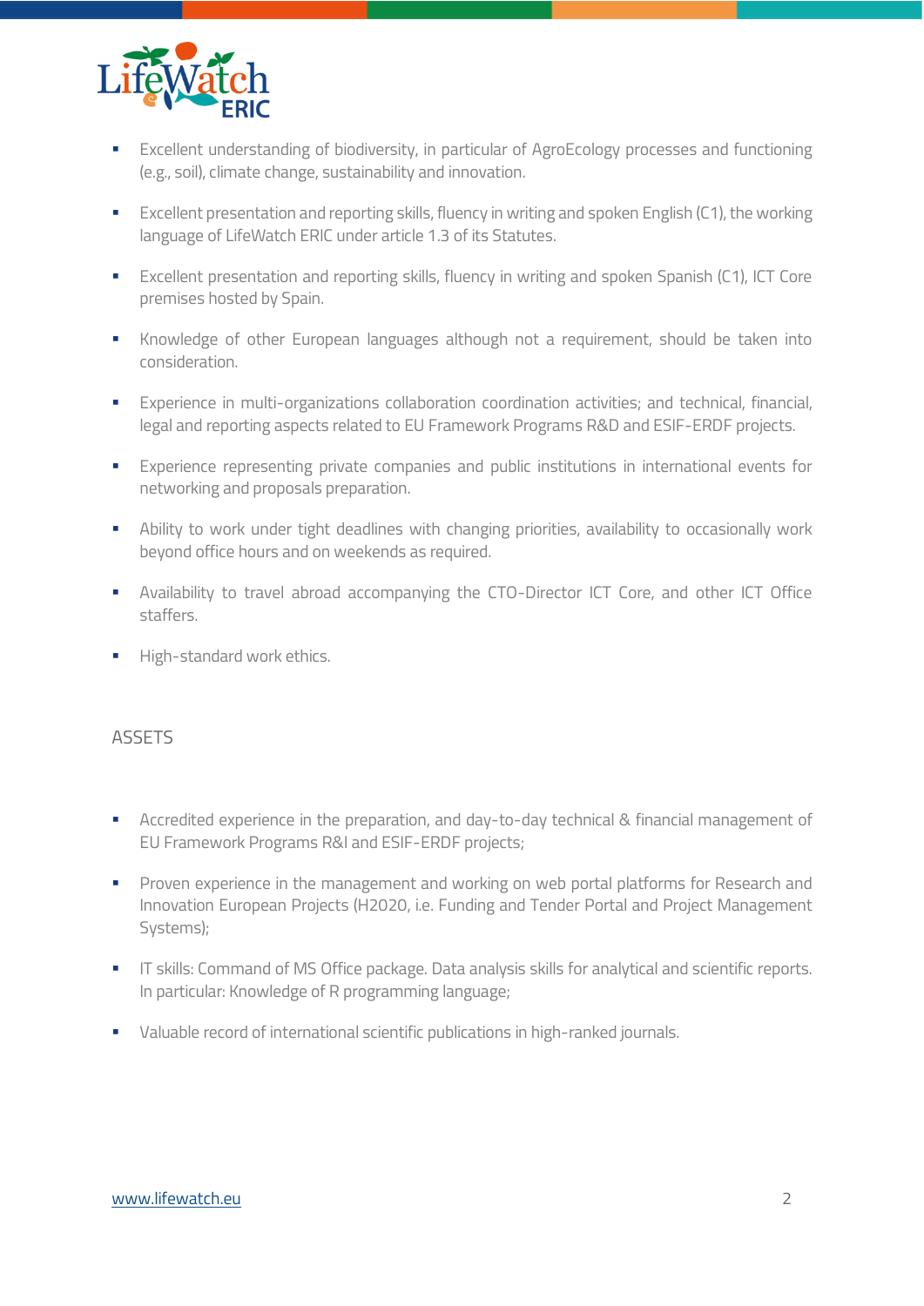- Excellent understanding of biodiversity, in particular of AgroEcology processes and functioning (e.g., soil), climate change, sustainability and innovation.
- Excellent presentation and reporting skills, fluency in writing and spoken English (C1), the working language of LifeWatch ERIC under article 1.3 of its Statutes.
- Excellent presentation and reporting skills, fluency in writing and spoken Spanish (C1), ICT Core premises hosted by Spain.
- Knowledge of other European languages although not a requirement, should be taken into consideration.
- Experience in multi-organizations collaboration coordination activities; and technical, financial, legal and reporting aspects related to EU Framework Programs R&D and ESIF-ERDF projects.
- Experience representing private companies and public institutions in international events for networking and proposals preparation.
- Ability to work under tight deadlines with changing priorities, availability to occasionally work beyond office hours and on weekends as required.
- Availability to travel abroad accompanying the CTO-Director ICT Core, and other ICT Office staffers.
- High-standard work ethics.

## ASSETS

- Accredited experience in the preparation, and day-to-day technical & financial management of EU Framework Programs R&I and ESIF-ERDF projects;
- Proven experience in the management and working on web portal platforms for Research and Innovation European Projects (H2020, i.e. Funding and Tender Portal and Project Management Systems);
- IT skills: Command of MS Office package. Data analysis skills for analytical and scientific reports. In particular: Knowledge of R programming language;
- Valuable record of international scientific publications in high-ranked journals.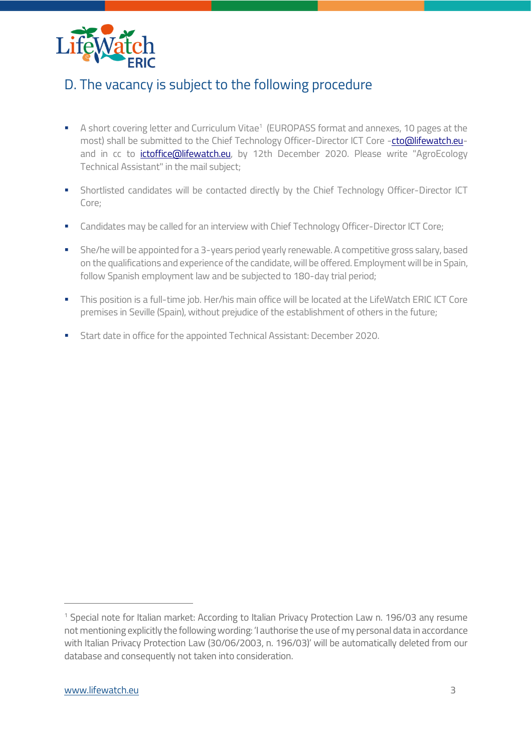## D. The vacancy is subject to the following procedure

- A short covering letter and Curriculum Vitae[1] (EUROPASS format and annexes, 10 pages at the most) shall be submitted to the Chief Technology Officer-Director ICT Core -cto@lifewatch.eu- and in cc to ictoffice@lifewatch.eu, by 12th December 2020. Please write "AgroEcology Technical Assistant" in the mail subject;
- Shortlisted candidates will be contacted directly by the Chief Technology Officer-Director ICT Core;
- Candidates may be called for an interview with Chief Technology Officer-Director ICT Core;
- She/he will be appointed for a 3-years period yearly renewable. A competitive gross salary, based on the qualifications and experience of the candidate, will be offered. Employment will be in Spain, follow Spanish employment law and be subjected to 180-day trial period;
- This position is a full-time job. Her/his main office will be located at the LifeWatch ERIC ICT Core premises in Seville (Spain), without prejudice of the establishment of others in the future;
- Start date in office for the appointed Technical Assistant: December 2020.

[1] Special note for Italian market: According to Italian Privacy Protection Law n. 196/03 any resume not mentioning explicitly the following wording: 'I authorise the use of my personal data in accordance with Italian Privacy Protection Law (30/06/2003, n. 196/03)' will be automatically deleted from our database and consequently not taken into consideration.